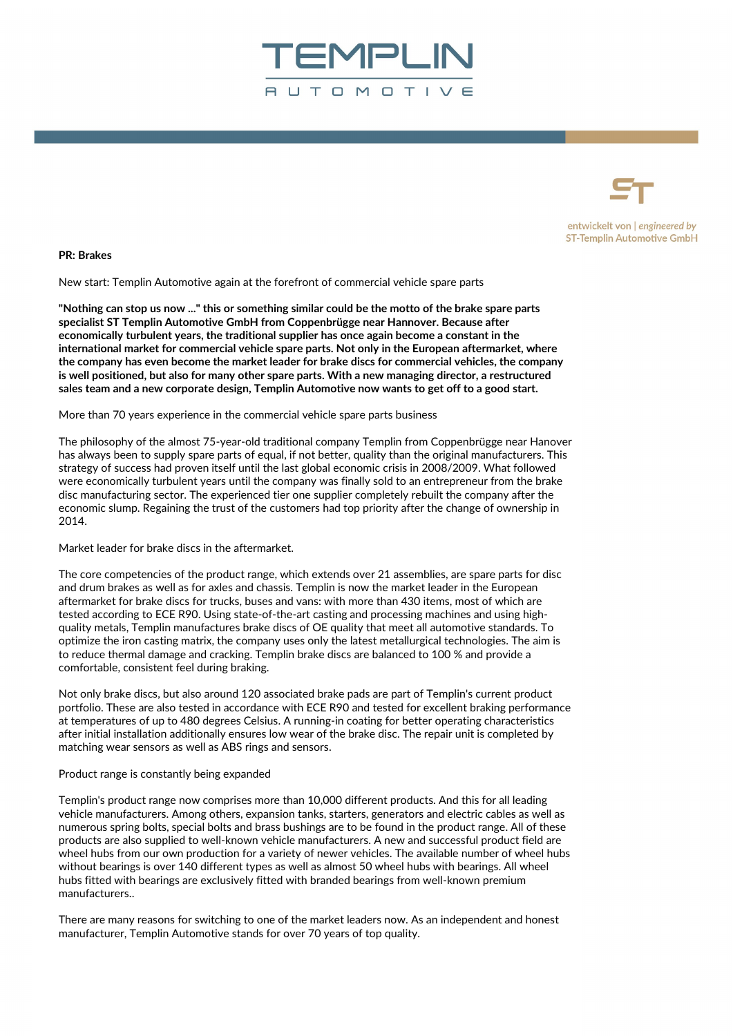# TEMPLIN
## AUTOMOTIVE

entwickelt von | *engineered by*
ST-Templin Automotive GmbH

**PR: Brakes**

New start: Templin Automotive again at the forefront of commercial vehicle spare parts

**"Nothing can stop us now ..." this or something similar could be the motto of the brake spare parts specialist ST Templin Automotive GmbH from Coppenbrügge near Hannover. Because after economically turbulent years, the traditional supplier has once again become a constant in the international market for commercial vehicle spare parts. Not only in the European aftermarket, where the company has even become the market leader for brake discs for commercial vehicles, the company is well positioned, but also for many other spare parts. With a new managing director, a restructured sales team and a new corporate design, Templin Automotive now wants to get off to a good start.**

More than 70 years experience in the commercial vehicle spare parts business

The philosophy of the almost 75-year-old traditional company Templin from Coppenbrügge near Hanover has always been to supply spare parts of equal, if not better, quality than the original manufacturers. This strategy of success had proven itself until the last global economic crisis in 2008/2009. What followed were economically turbulent years until the company was finally sold to an entrepreneur from the brake disc manufacturing sector. The experienced tier one supplier completely rebuilt the company after the economic slump. Regaining the trust of the customers had top priority after the change of ownership in 2014.

Market leader for brake discs in the aftermarket.

The core competencies of the product range, which extends over 21 assemblies, are spare parts for disc and drum brakes as well as for axles and chassis. Templin is now the market leader in the European aftermarket for brake discs for trucks, buses and vans: with more than 430 items, most of which are tested according to ECE R90. Using state-of-the-art casting and processing machines and using high-quality metals, Templin manufactures brake discs of OE quality that meet all automotive standards. To optimize the iron casting matrix, the company uses only the latest metallurgical technologies. The aim is to reduce thermal damage and cracking. Templin brake discs are balanced to 100 % and provide a comfortable, consistent feel during braking.

Not only brake discs, but also around 120 associated brake pads are part of Templin's current product portfolio. These are also tested in accordance with ECE R90 and tested for excellent braking performance at temperatures of up to 480 degrees Celsius. A running-in coating for better operating characteristics after initial installation additionally ensures low wear of the brake disc. The repair unit is completed by matching wear sensors as well as ABS rings and sensors.

Product range is constantly being expanded

Templin's product range now comprises more than 10,000 different products. And this for all leading vehicle manufacturers. Among others, expansion tanks, starters, generators and electric cables as well as numerous spring bolts, special bolts and brass bushings are to be found in the product range. All of these products are also supplied to well-known vehicle manufacturers. A new and successful product field are wheel hubs from our own production for a variety of newer vehicles. The available number of wheel hubs without bearings is over 140 different types as well as almost 50 wheel hubs with bearings. All wheel hubs fitted with bearings are exclusively fitted with branded bearings from well-known premium manufacturers..

There are many reasons for switching to one of the market leaders now. As an independent and honest manufacturer, Templin Automotive stands for over 70 years of top quality.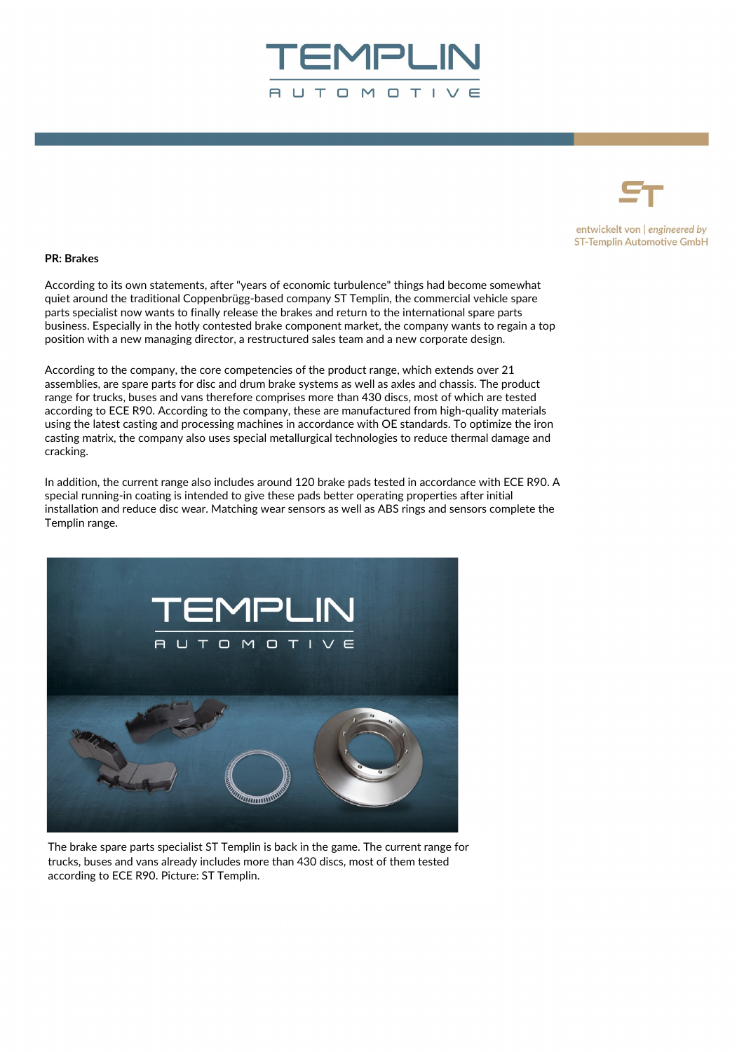**PR: Brakes**

According to its own statements, after "years of economic turbulence" things had become somewhat quiet around the traditional Coppenbrügg-based company ST Templin, the commercial vehicle spare parts specialist now wants to finally release the brakes and return to the international spare parts business. Especially in the hotly contested brake component market, the company wants to regain a top position with a new managing director, a restructured sales team and a new corporate design.

According to the company, the core competencies of the product range, which extends over 21 assemblies, are spare parts for disc and drum brake systems as well as axles and chassis. The product range for trucks, buses and vans therefore comprises more than 430 discs, most of which are tested according to ECE R90. According to the company, these are manufactured from high-quality materials using the latest casting and processing machines in accordance with OE standards. To optimize the iron casting matrix, the company also uses special metallurgical technologies to reduce thermal damage and cracking.

In addition, the current range also includes around 120 brake pads tested in accordance with ECE R90. A special running-in coating is intended to give these pads better operating properties after initial installation and reduce disc wear. Matching wear sensors as well as ABS rings and sensors complete the Templin range.

The brake spare parts specialist ST Templin is back in the game. The current range for trucks, buses and vans already includes more than 430 discs, most of them tested according to ECE R90. Picture: ST Templin.